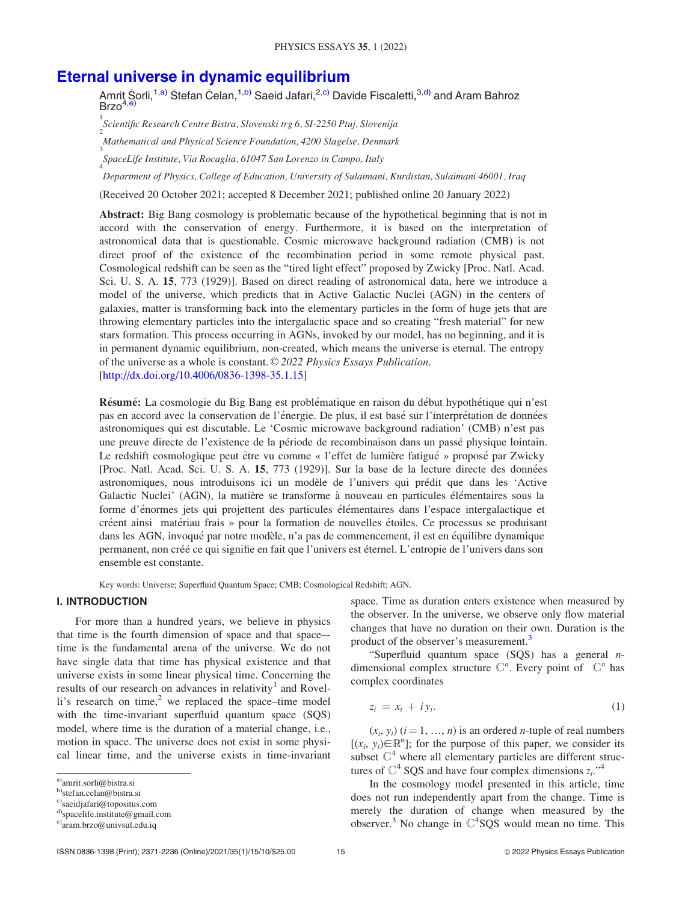# Eternal universe in dynamic equilibrium

Amrit Šorli,[1,a)] Štefan Čelan,[1,b)] Saeid Jafari,[2,c)] Davide Fiscaletti,[3,d)] and Aram Bahroz Brzo[4,e)]

[1] *Scientific Research Centre Bistra, Slovenski trg 6, SI-2250 Ptuj, Slovenija*

[2] *Mathematical and Physical Science Foundation, 4200 Slagelse, Denmark*

[3] *SpaceLife Institute, Via Rocaglia, 61047 San Lorenzo in Campo, Italy*

[4] *Department of Physics, College of Education, University of Sulaimani, Kurdistan, Sulaimani 46001, Iraq*

(Received 20 October 2021; accepted 8 December 2021; published online 20 January 2022)

**Abstract:** Big Bang cosmology is problematic because of the hypothetical beginning that is not in accord with the conservation of energy. Furthermore, it is based on the interpretation of astronomical data that is questionable. Cosmic microwave background radiation (CMB) is not direct proof of the existence of the recombination period in some remote physical past. Cosmological redshift can be seen as the "tired light effect" proposed by Zwicky [Proc. Natl. Acad. Sci. U. S. A. **15**, 773 (1929)]. Based on direct reading of astronomical data, here we introduce a model of the universe, which predicts that in Active Galactic Nuclei (AGN) in the centers of galaxies, matter is transforming back into the elementary particles in the form of huge jets that are throwing elementary particles into the intergalactic space and so creating "fresh material" for new stars formation. This process occurring in AGNs, invoked by our model, has no beginning, and it is in permanent dynamic equilibrium, non-created, which means the universe is eternal. The entropy of the universe as a whole is constant. © *2022 Physics Essays Publication.* [http://dx.doi.org/10.4006/0836-1398-35.1.15]

**Résumé:** La cosmologie du Big Bang est problématique en raison du début hypothétique qui n'est pas en accord avec la conservation de l'énergie. De plus, il est basé sur l'interprétation de données astronomiques qui est discutable. Le 'Cosmic microwave background radiation' (CMB) n'est pas une preuve directe de l'existence de la période de recombinaison dans un passé physique lointain. Le redshift cosmologique peut être vu comme « l'effet de lumière fatigué » proposé par Zwicky [Proc. Natl. Acad. Sci. U. S. A. **15**, 773 (1929)]. Sur la base de la lecture directe des données astronomiques, nous introduisons ici un modèle de l'univers qui prédit que dans les 'Active Galactic Nuclei' (AGN), la matière se transforme à nouveau en particules élémentaires sous la forme d'énormes jets qui projettent des particules élémentaires dans l'espace intergalactique et créent ainsi matériau frais » pour la formation de nouvelles étoiles. Ce processus se produisant dans les AGN, invoqué par notre modèle, n'a pas de commencement, il est en équilibre dynamique permanent, non créé ce qui signifie en fait que l'univers est éternel. L'entropie de l'univers dans son ensemble est constante.

Key words: Universe; Superfluid Quantum Space; CMB; Cosmological Redshift; AGN.

## I. INTRODUCTION

For more than a hundred years, we believe in physics that time is the fourth dimension of space and that space–time is the fundamental arena of the universe. We do not have single data that time has physical existence and that universe exists in some linear physical time. Concerning the results of our research on advances in relativity[1] and Rovelli's research on time,[2] we replaced the space–time model with the time-invariant superfluid quantum space (SQS) model, where time is the duration of a material change, i.e., motion in space. The universe does not exist in some physical linear time, and the universe exists in time-invariant space. Time as duration enters existence when measured by the observer. In the universe, we observe only flow material changes that have no duration on their own. Duration is the product of the observer's measurement.[3]

"Superfluid quantum space (SQS) has a general $n$-dimensional complex structure $\mathbb{C}^n$. Every point of $\mathbb{C}^n$ has complex coordinates

$$z_i = x_i + i\,y_i. \tag{1}$$

$(x_i, y_i)$ $(i = 1, \ldots, n)$ is an ordered $n$-tuple of real numbers $[(x_i, y_i) \in \mathbb{R}^n]$; for the purpose of this paper, we consider its subset $\mathbb{C}^4$ where all elementary particles are different structures of $\mathbb{C}^4$ SQS and have four complex dimensions $z_i$."[4]

In the cosmology model presented in this article, time does not run independently apart from the change. Time is merely the duration of change when measured by the observer.[3] No change in $\mathbb{C}^4$SQS would mean no time. This

---

a) amrit.sorli@bistra.si
b) stefan.celan@bistra.si
c) saeidjafari@topositus.com
d) spacelife.institute@gmail.com
e) aram.brzo@univsul.edu.iq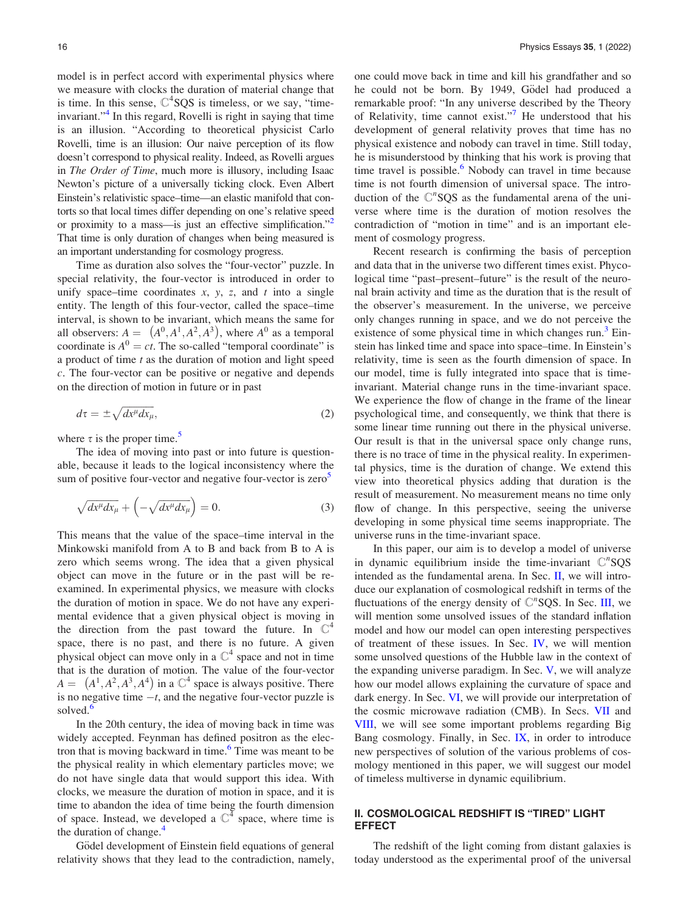model is in perfect accord with experimental physics where we measure with clocks the duration of material change that is time. In this sense, $\mathbb{C}^4$SQS is timeless, or we say, "time-invariant."[4] In this regard, Rovelli is right in saying that time is an illusion. "According to theoretical physicist Carlo Rovelli, time is an illusion: Our naive perception of its flow doesn't correspond to physical reality. Indeed, as Rovelli argues in *The Order of Time*, much more is illusory, including Isaac Newton's picture of a universally ticking clock. Even Albert Einstein's relativistic space–time—an elastic manifold that contorts so that local times differ depending on one's relative speed or proximity to a mass—is just an effective simplification."[2] That time is only duration of changes when being measured is an important understanding for cosmology progress.

Time as duration also solves the "four-vector" puzzle. In special relativity, the four-vector is introduced in order to unify space–time coordinates $x$, $y$, $z$, and $t$ into a single entity. The length of this four-vector, called the space–time interval, is shown to be invariant, which means the same for all observers: $A = (A^0, A^1, A^2, A^3)$, where $A^0$ as a temporal coordinate is $A^0 = ct$. The so-called "temporal coordinate" is a product of time $t$ as the duration of motion and light speed $c$. The four-vector can be positive or negative and depends on the direction of motion in future or in past

$$d\tau = \pm\sqrt{dx^{\mu}dx_{\mu}}, \tag{2}$$

where $\tau$ is the proper time.[5]

The idea of moving into past or into future is questionable, because it leads to the logical inconsistency where the sum of positive four-vector and negative four-vector is zero[5]

$$\sqrt{dx^{\mu}dx_{\mu}} + \left(-\sqrt{dx^{\mu}dx_{\mu}}\right) = 0. \tag{3}$$

This means that the value of the space–time interval in the Minkowski manifold from A to B and back from B to A is zero which seems wrong. The idea that a given physical object can move in the future or in the past will be reexamined. In experimental physics, we measure with clocks the duration of motion in space. We do not have any experimental evidence that a given physical object is moving in the direction from the past toward the future. In $\mathbb{C}^4$ space, there is no past, and there is no future. A given physical object can move only in a $\mathbb{C}^4$ space and not in time that is the duration of motion. The value of the four-vector $A = (A^1, A^2, A^3, A^4)$ in a $\mathbb{C}^4$ space is always positive. There is no negative time $-t$, and the negative four-vector puzzle is solved.[6]

In the 20th century, the idea of moving back in time was widely accepted. Feynman has defined positron as the electron that is moving backward in time.[6] Time was meant to be the physical reality in which elementary particles move; we do not have single data that would support this idea. With clocks, we measure the duration of motion in space, and it is time to abandon the idea of time being the fourth dimension of space. Instead, we developed a $\mathbb{C}^4$ space, where time is the duration of change.[4]

Gödel development of Einstein field equations of general relativity shows that they lead to the contradiction, namely, one could move back in time and kill his grandfather and so he could not be born. By 1949, Gödel had produced a remarkable proof: "In any universe described by the Theory of Relativity, time cannot exist."[7] He understood that his development of general relativity proves that time has no physical existence and nobody can travel in time. Still today, he is misunderstood by thinking that his work is proving that time travel is possible.[6] Nobody can travel in time because time is not fourth dimension of universal space. The introduction of the $\mathbb{C}^n$SQS as the fundamental arena of the universe where time is the duration of motion resolves the contradiction of "motion in time" and is an important element of cosmology progress.

Recent research is confirming the basis of perception and data that in the universe two different times exist. Phycological time "past–present–future" is the result of the neuronal brain activity and time as the duration that is the result of the observer's measurement. In the universe, we perceive only changes running in space, and we do not perceive the existence of some physical time in which changes run.[3] Einstein has linked time and space into space–time. In Einstein's relativity, time is seen as the fourth dimension of space. In our model, time is fully integrated into space that is time-invariant. Material change runs in the time-invariant space. We experience the flow of change in the frame of the linear psychological time, and consequently, we think that there is some linear time running out there in the physical universe. Our result is that in the universal space only change runs, there is no trace of time in the physical reality. In experimental physics, time is the duration of change. We extend this view into theoretical physics adding that duration is the result of measurement. No measurement means no time only flow of change. In this perspective, seeing the universe developing in some physical time seems inappropriate. The universe runs in the time-invariant space.

In this paper, our aim is to develop a model of universe in dynamic equilibrium inside the time-invariant $\mathbb{C}^n$SQS intended as the fundamental arena. In Sec. II, we will introduce our explanation of cosmological redshift in terms of the fluctuations of the energy density of $\mathbb{C}^n$SQS. In Sec. III, we will mention some unsolved issues of the standard inflation model and how our model can open interesting perspectives of treatment of these issues. In Sec. IV, we will mention some unsolved questions of the Hubble law in the context of the expanding universe paradigm. In Sec. V, we will analyze how our model allows explaining the curvature of space and dark energy. In Sec. VI, we will provide our interpretation of the cosmic microwave radiation (CMB). In Secs. VII and VIII, we will see some important problems regarding Big Bang cosmology. Finally, in Sec. IX, in order to introduce new perspectives of solution of the various problems of cosmology mentioned in this paper, we will suggest our model of timeless multiverse in dynamic equilibrium.

## II. COSMOLOGICAL REDSHIFT IS "TIRED" LIGHT EFFECT

The redshift of the light coming from distant galaxies is today understood as the experimental proof of the universal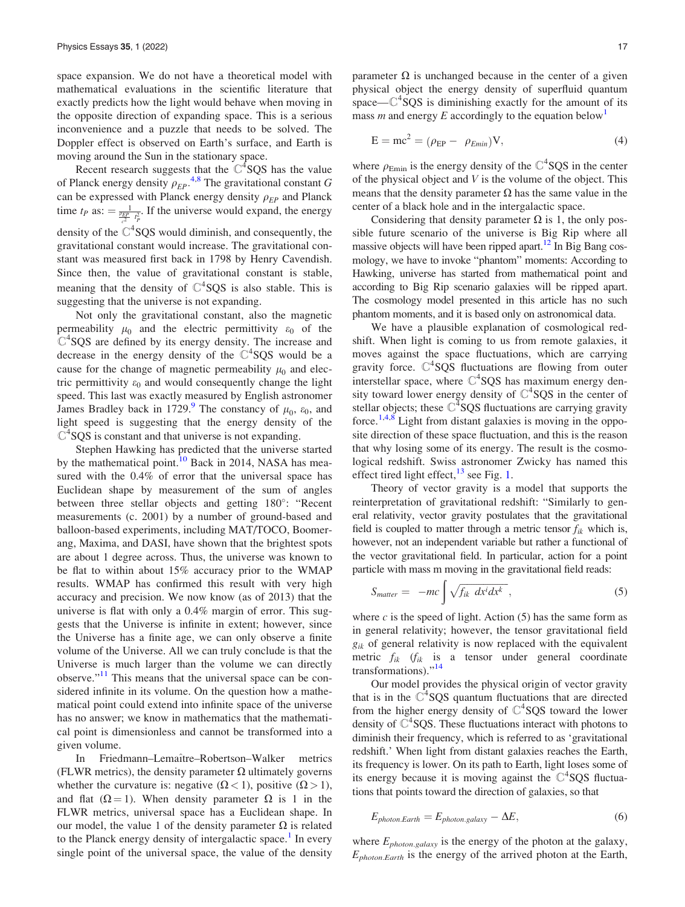space expansion. We do not have a theoretical model with mathematical evaluations in the scientific literature that exactly predicts how the light would behave when moving in the opposite direction of expanding space. This is a serious inconvenience and a puzzle that needs to be solved. The Doppler effect is observed on Earth's surface, and Earth is moving around the Sun in the stationary space.

Recent research suggests that the $\mathbb{C}^4$SQS has the value of Planck energy density $\rho_{EP}$.[4,8] The gravitational constant $G$ can be expressed with Planck energy density $\rho_{EP}$ and Planck time $t_P$ as: $= \frac{1}{\frac{\rho_{EP}}{c^2} \cdot t_P^2}$. If the universe would expand, the energy density of the $\mathbb{C}^4$SQS would diminish, and consequently, the gravitational constant would increase. The gravitational constant was measured first back in 1798 by Henry Cavendish. Since then, the value of gravitational constant is stable, meaning that the density of $\mathbb{C}^4$SQS is also stable. This is suggesting that the universe is not expanding.

Not only the gravitational constant, also the magnetic permeability $\mu_0$ and the electric permittivity $\varepsilon_0$ of the $\mathbb{C}^4$SQS are defined by its energy density. The increase and decrease in the energy density of the $\mathbb{C}^4$SQS would be a cause for the change of magnetic permeability $\mu_0$ and electric permittivity $\varepsilon_0$ and would consequently change the light speed. This last was exactly measured by English astronomer James Bradley back in 1729.[9] The constancy of $\mu_0$, $\varepsilon_0$, and light speed is suggesting that the energy density of the $\mathbb{C}^4$SQS is constant and that universe is not expanding.

Stephen Hawking has predicted that the universe started by the mathematical point.[10] Back in 2014, NASA has measured with the 0.4% of error that the universal space has Euclidean shape by measurement of the sum of angles between three stellar objects and getting 180°: "Recent measurements (c. 2001) by a number of ground-based and balloon-based experiments, including MAT/TOCO, Boomerang, Maxima, and DASI, have shown that the brightest spots are about 1 degree across. Thus, the universe was known to be flat to within about 15% accuracy prior to the WMAP results. WMAP has confirmed this result with very high accuracy and precision. We now know (as of 2013) that the universe is flat with only a 0.4% margin of error. This suggests that the Universe is infinite in extent; however, since the Universe has a finite age, we can only observe a finite volume of the Universe. All we can truly conclude is that the Universe is much larger than the volume we can directly observe."[11] This means that the universal space can be considered infinite in its volume. On the question how a mathematical point could extend into infinite space of the universe has no answer; we know in mathematics that the mathematical point is dimensionless and cannot be transformed into a given volume.

In Friedmann–Lemaître–Robertson–Walker metrics (FLWR metrics), the density parameter $\Omega$ ultimately governs whether the curvature is: negative ($\Omega < 1$), positive ($\Omega > 1$), and flat ($\Omega = 1$). When density parameter $\Omega$ is 1 in the FLWR metrics, universal space has a Euclidean shape. In our model, the value 1 of the density parameter $\Omega$ is related to the Planck energy density of intergalactic space.[1] In every single point of the universal space, the value of the density parameter $\Omega$ is unchanged because in the center of a given physical object the energy density of superfluid quantum space—$\mathbb{C}^4$SQS is diminishing exactly for the amount of its mass $m$ and energy $E$ accordingly to the equation below[1]

$$E = mc^2 = (\rho_{EP} - \rho_{Emin})V, \tag{4}$$

where $\rho_{Emin}$ is the energy density of the $\mathbb{C}^4$SQS in the center of the physical object and $V$ is the volume of the object. This means that the density parameter $\Omega$ has the same value in the center of a black hole and in the intergalactic space.

Considering that density parameter $\Omega$ is 1, the only possible future scenario of the universe is Big Rip where all massive objects will have been ripped apart.[12] In Big Bang cosmology, we have to invoke "phantom" moments: According to Hawking, universe has started from mathematical point and according to Big Rip scenario galaxies will be ripped apart. The cosmology model presented in this article has no such phantom moments, and it is based only on astronomical data.

We have a plausible explanation of cosmological redshift. When light is coming to us from remote galaxies, it moves against the space fluctuations, which are carrying gravity force. $\mathbb{C}^4$SQS fluctuations are flowing from outer interstellar space, where $\mathbb{C}^4$SQS has maximum energy density toward lower energy density of $\mathbb{C}^4$SQS in the center of stellar objects; these $\mathbb{C}^4$SQS fluctuations are carrying gravity force.[1,4,8] Light from distant galaxies is moving in the opposite direction of these space fluctuation, and this is the reason that why losing some of its energy. The result is the cosmological redshift. Swiss astronomer Zwicky has named this effect tired light effect,[13] see Fig. 1.

Theory of vector gravity is a model that supports the reinterpretation of gravitational redshift: "Similarly to general relativity, vector gravity postulates that the gravitational field is coupled to matter through a metric tensor $f_{ik}$ which is, however, not an independent variable but rather a functional of the vector gravitational field. In particular, action for a point particle with mass m moving in the gravitational field reads:

$$S_{matter} = -mc \int \sqrt{f_{ik} \ dx^i dx^k} \ , \tag{5}$$

where $c$ is the speed of light. Action (5) has the same form as in general relativity; however, the tensor gravitational field $g_{ik}$ of general relativity is now replaced with the equivalent metric $f_{ik}$ ($f_{ik}$ is a tensor under general coordinate transformations)."[14]

Our model provides the physical origin of vector gravity that is in the $\mathbb{C}^4$SQS quantum fluctuations that are directed from the higher energy density of $\mathbb{C}^4$SQS toward the lower density of $\mathbb{C}^4$SQS. These fluctuations interact with photons to diminish their frequency, which is referred to as 'gravitational redshift.' When light from distant galaxies reaches the Earth, its frequency is lower. On its path to Earth, light loses some of its energy because it is moving against the $\mathbb{C}^4$SQS fluctuations that points toward the direction of galaxies, so that

$$E_{photon.Earth} = E_{photon.galaxy} - \Delta E, \tag{6}$$

where $E_{photon.galaxy}$ is the energy of the photon at the galaxy, $E_{photon.Earth}$ is the energy of the arrived photon at the Earth,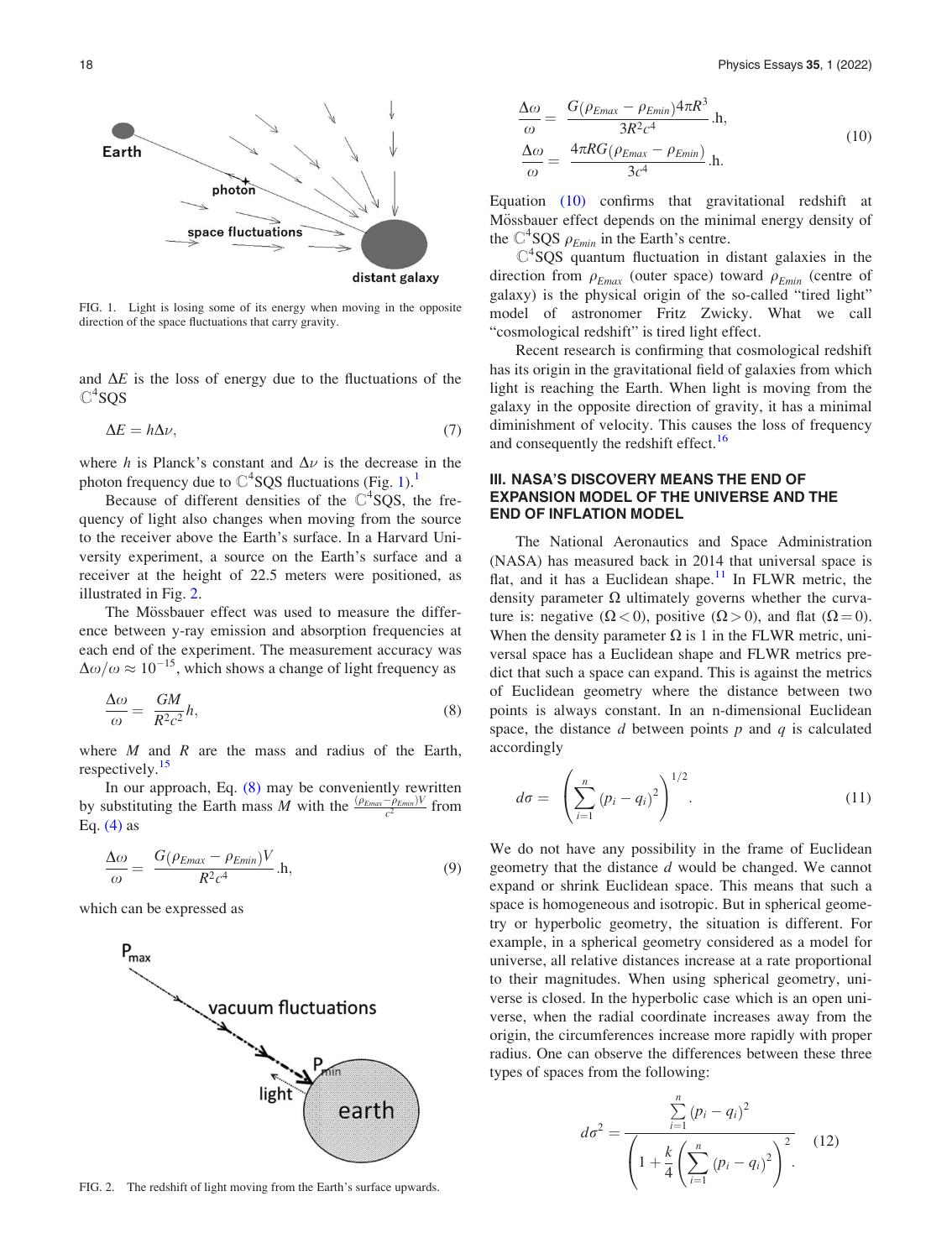FIG. 1. Light is losing some of its energy when moving in the opposite direction of the space fluctuations that carry gravity.

and $\Delta E$ is the loss of energy due to the fluctuations of the $\mathbb{C}^4$SQS

$$\Delta E = h\Delta\nu, \tag{7}$$

where $h$ is Planck's constant and $\Delta\nu$ is the decrease in the photon frequency due to $\mathbb{C}^4$SQS fluctuations (Fig. 1).[1]

Because of different densities of the $\mathbb{C}^4$SQS, the frequency of light also changes when moving from the source to the receiver above the Earth's surface. In a Harvard University experiment, a source on the Earth's surface and a receiver at the height of 22.5 meters were positioned, as illustrated in Fig. 2.

The Mössbauer effect was used to measure the difference between y-ray emission and absorption frequencies at each end of the experiment. The measurement accuracy was $\Delta\omega/\omega \approx 10^{-15}$, which shows a change of light frequency as

$$\frac{\Delta\omega}{\omega} = \frac{GM}{R^2c^2}h, \tag{8}$$

where $M$ and $R$ are the mass and radius of the Earth, respectively.[15]

In our approach, Eq. (8) may be conveniently rewritten by substituting the Earth mass $M$ with the $\frac{(\rho_{Emax}-\rho_{Emin})V}{c^2}$ from Eq. (4) as

$$\frac{\Delta\omega}{\omega} = \frac{G(\rho_{Emax} - \rho_{Emin})V}{R^2c^4}.\mathrm{h}, \tag{9}$$

which can be expressed as

FIG. 2. The redshift of light moving from the Earth's surface upwards.

$$\frac{\Delta\omega}{\omega} = \frac{G(\rho_{Emax} - \rho_{Emin})4\pi R^3}{3R^2c^4}.\mathrm{h},$$
$$\frac{\Delta\omega}{\omega} = \frac{4\pi RG(\rho_{Emax} - \rho_{Emin})}{3c^4}.\mathrm{h}. \tag{10}$$

Equation (10) confirms that gravitational redshift at Mössbauer effect depends on the minimal energy density of the $\mathbb{C}^4$SQS $\rho_{Emin}$ in the Earth's centre.

$\mathbb{C}^4$SQS quantum fluctuation in distant galaxies in the direction from $\rho_{Emax}$ (outer space) toward $\rho_{Emin}$ (centre of galaxy) is the physical origin of the so-called "tired light" model of astronomer Fritz Zwicky. What we call "cosmological redshift" is tired light effect.

Recent research is confirming that cosmological redshift has its origin in the gravitational field of galaxies from which light is reaching the Earth. When light is moving from the galaxy in the opposite direction of gravity, it has a minimal diminishment of velocity. This causes the loss of frequency and consequently the redshift effect.[16]

## III. NASA'S DISCOVERY MEANS THE END OF EXPANSION MODEL OF THE UNIVERSE AND THE END OF INFLATION MODEL

The National Aeronautics and Space Administration (NASA) has measured back in 2014 that universal space is flat, and it has a Euclidean shape.[11] In FLWR metric, the density parameter $\Omega$ ultimately governs whether the curvature is: negative ($\Omega < 0$), positive ($\Omega > 0$), and flat ($\Omega = 0$). When the density parameter $\Omega$ is 1 in the FLWR metric, universal space has a Euclidean shape and FLWR metrics predict that such a space can expand. This is against the metrics of Euclidean geometry where the distance between two points is always constant. In an n-dimensional Euclidean space, the distance $d$ between points $p$ and $q$ is calculated accordingly

$$d\sigma = \left(\sum_{i=1}^{n}(p_i - q_i)^2\right)^{1/2}. \tag{11}$$

We do not have any possibility in the frame of Euclidean geometry that the distance $d$ would be changed. We cannot expand or shrink Euclidean space. This means that such a space is homogeneous and isotropic. But in spherical geometry or hyperbolic geometry, the situation is different. For example, in a spherical geometry considered as a model for universe, all relative distances increase at a rate proportional to their magnitudes. When using spherical geometry, universe is closed. In the hyperbolic case which is an open universe, when the radial coordinate increases away from the origin, the circumferences increase more rapidly with proper radius. One can observe the differences between these three types of spaces from the following:

$$d\sigma^2 = \frac{\sum_{i=1}^{n}(p_i - q_i)^2}{\left(1 + \frac{k}{4}\left(\sum_{i=1}^{n}(p_i - q_i)^2\right)\right)^2}. \tag{12}$$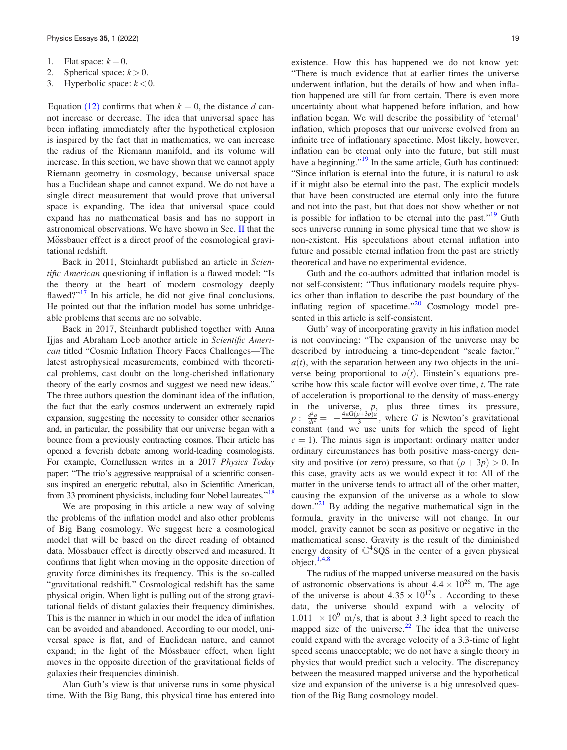1. Flat space: $k = 0$.
2. Spherical space: $k > 0$.
3. Hyperbolic space: $k < 0$.

Equation (12) confirms that when $k = 0$, the distance $d$ cannot increase or decrease. The idea that universal space has been inflating immediately after the hypothetical explosion is inspired by the fact that in mathematics, we can increase the radius of the Riemann manifold, and its volume will increase. In this section, we have shown that we cannot apply Riemann geometry in cosmology, because universal space has a Euclidean shape and cannot expand. We do not have a single direct measurement that would prove that universal space is expanding. The idea that universal space could expand has no mathematical basis and has no support in astronomical observations. We have shown in Sec. II that the Mössbauer effect is a direct proof of the cosmological gravitational redshift.

Back in 2011, Steinhardt published an article in *Scientific American* questioning if inflation is a flawed model: "Is the theory at the heart of modern cosmology deeply flawed?"[17] In his article, he did not give final conclusions. He pointed out that the inflation model has some unbridgeable problems that seems are no solvable.

Back in 2017, Steinhardt published together with Anna Ijjas and Abraham Loeb another article in *Scientific American* titled "Cosmic Inflation Theory Faces Challenges—The latest astrophysical measurements, combined with theoretical problems, cast doubt on the long-cherished inflationary theory of the early cosmos and suggest we need new ideas." The three authors question the dominant idea of the inflation, the fact that the early cosmos underwent an extremely rapid expansion, suggesting the necessity to consider other scenarios and, in particular, the possibility that our universe began with a bounce from a previously contracting cosmos. Their article has opened a feverish debate among world-leading cosmologists. For example, Cornellussen writes in a 2017 *Physics Today* paper: "The trio's aggressive reappraisal of a scientific consensus inspired an energetic rebuttal, also in Scientific American, from 33 prominent physicists, including four Nobel laureates."[18]

We are proposing in this article a new way of solving the problems of the inflation model and also other problems of Big Bang cosmology. We suggest here a cosmological model that will be based on the direct reading of obtained data. Mössbauer effect is directly observed and measured. It confirms that light when moving in the opposite direction of gravity force diminishes its frequency. This is the so-called "gravitational redshift." Cosmological redshift has the same physical origin. When light is pulling out of the strong gravitational fields of distant galaxies their frequency diminishes. This is the manner in which in our model the idea of inflation can be avoided and abandoned. According to our model, universal space is flat, and of Euclidean nature, and cannot expand; in the light of the Mössbauer effect, when light moves in the opposite direction of the gravitational fields of galaxies their frequencies diminish.

Alan Guth's view is that universe runs in some physical time. With the Big Bang, this physical time has entered into existence. How this has happened we do not know yet: "There is much evidence that at earlier times the universe underwent inflation, but the details of how and when inflation happened are still far from certain. There is even more uncertainty about what happened before inflation, and how inflation began. We will describe the possibility of 'eternal' inflation, which proposes that our universe evolved from an infinite tree of inflationary spacetime. Most likely, however, inflation can be eternal only into the future, but still must have a beginning."[19] In the same article, Guth has continued: "Since inflation is eternal into the future, it is natural to ask if it might also be eternal into the past. The explicit models that have been constructed are eternal only into the future and not into the past, but that does not show whether or not is possible for inflation to be eternal into the past."[19] Guth sees universe running in some physical time that we show is non-existent. His speculations about eternal inflation into future and possible eternal inflation from the past are strictly theoretical and have no experimental evidence.

Guth and the co-authors admitted that inflation model is not self-consistent: "Thus inflationary models require physics other than inflation to describe the past boundary of the inflating region of spacetime."[20] Cosmology model presented in this article is self-consistent.

Guth' way of incorporating gravity in his inflation model is not convincing: "The expansion of the universe may be described by introducing a time-dependent "scale factor," $a(t)$, with the separation between any two objects in the universe being proportional to $a(t)$. Einstein's equations prescribe how this scale factor will evolve over time, $t$. The rate of acceleration is proportional to the density of mass-energy in the universe, $p$, plus three times its pressure, $p$ : $\frac{d^2a}{dt^2} = -\frac{4\pi G(\rho+3p)a}{3}$, where $G$ is Newton's gravitational constant (and we use units for which the speed of light $c = 1$). The minus sign is important: ordinary matter under ordinary circumstances has both positive mass-energy density and positive (or zero) pressure, so that $(\rho + 3p) > 0$. In this case, gravity acts as we would expect it to: All of the matter in the universe tends to attract all of the other matter, causing the expansion of the universe as a whole to slow down."[21] By adding the negative mathematical sign in the formula, gravity in the universe will not change. In our model, gravity cannot be seen as positive or negative in the mathematical sense. Gravity is the result of the diminished energy density of $\mathbb{C}^4$SQS in the center of a given physical object.[1,4,8]

The radius of the mapped universe measured on the basis of astronomic observations is about $4.4 \times 10^{26}$ m. The age of the universe is about $4.35 \times 10^{17}$s . According to these data, the universe should expand with a velocity of $1.011 \times 10^9$ m/s, that is about 3.3 light speed to reach the mapped size of the universe.[22] The idea that the universe could expand with the average velocity of a 3.3-time of light speed seems unacceptable; we do not have a single theory in physics that would predict such a velocity. The discrepancy between the measured mapped universe and the hypothetical size and expansion of the universe is a big unresolved question of the Big Bang cosmology model.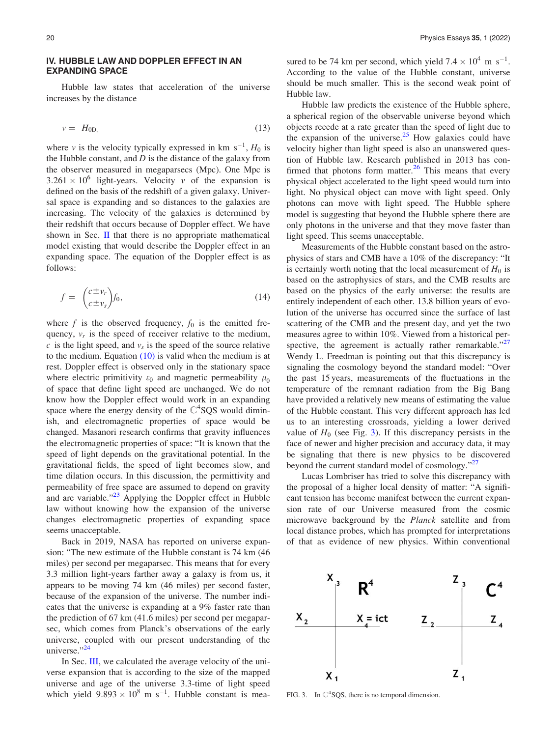## IV. HUBBLE LAW AND DOPPLER EFFECT IN AN EXPANDING SPACE

Hubble law states that acceleration of the universe increases by the distance

$$v = H_{0D,} \tag{13}$$

where $v$ is the velocity typically expressed in km s$^{-1}$, $H_0$ is the Hubble constant, and $D$ is the distance of the galaxy from the observer measured in megaparsecs (Mpc). One Mpc is $3.261 \times 10^6$ light-years. Velocity $v$ of the expansion is defined on the basis of the redshift of a given galaxy. Universal space is expanding and so distances to the galaxies are increasing. The velocity of the galaxies is determined by their redshift that occurs because of Doppler effect. We have shown in Sec. II that there is no appropriate mathematical model existing that would describe the Doppler effect in an expanding space. The equation of the Doppler effect is as follows:

$$f = \left(\frac{c \pm v_r}{c \pm v_s}\right) f_0, \tag{14}$$

where $f$ is the observed frequency, $f_0$ is the emitted frequency, $v_r$ is the speed of receiver relative to the medium, $c$ is the light speed, and $v_s$ is the speed of the source relative to the medium. Equation (10) is valid when the medium is at rest. Doppler effect is observed only in the stationary space where electric primitivity $\varepsilon_0$ and magnetic permeability $\mu_0$ of space that define light speed are unchanged. We do not know how the Doppler effect would work in an expanding space where the energy density of the $\mathbb{C}^4$SQS would diminish, and electromagnetic properties of space would be changed. Masanori research confirms that gravity influences the electromagnetic properties of space: "It is known that the speed of light depends on the gravitational potential. In the gravitational fields, the speed of light becomes slow, and time dilation occurs. In this discussion, the permittivity and permeability of free space are assumed to depend on gravity and are variable."[23] Applying the Doppler effect in Hubble law without knowing how the expansion of the universe changes electromagnetic properties of expanding space seems unacceptable.

Back in 2019, NASA has reported on universe expansion: "The new estimate of the Hubble constant is 74 km (46 miles) per second per megaparsec. This means that for every 3.3 million light-years farther away a galaxy is from us, it appears to be moving 74 km (46 miles) per second faster, because of the expansion of the universe. The number indicates that the universe is expanding at a 9% faster rate than the prediction of 67 km (41.6 miles) per second per megaparsec, which comes from Planck's observations of the early universe, coupled with our present understanding of the universe."[24]

In Sec. III, we calculated the average velocity of the universe expansion that is according to the size of the mapped universe and age of the universe 3.3-time of light speed which yield $9.893 \times 10^8$ m s$^{-1}$. Hubble constant is measured to be 74 km per second, which yield $7.4 \times 10^4$ m s$^{-1}$. According to the value of the Hubble constant, universe should be much smaller. This is the second weak point of Hubble law.

Hubble law predicts the existence of the Hubble sphere, a spherical region of the observable universe beyond which objects recede at a rate greater than the speed of light due to the expansion of the universe.[25] How galaxies could have velocity higher than light speed is also an unanswered question of Hubble law. Research published in 2013 has confirmed that photons form matter.[26] This means that every physical object accelerated to the light speed would turn into light. No physical object can move with light speed. Only photons can move with light speed. The Hubble sphere model is suggesting that beyond the Hubble sphere there are only photons in the universe and that they move faster than light speed. This seems unacceptable.

Measurements of the Hubble constant based on the astrophysics of stars and CMB have a 10% of the discrepancy: "It is certainly worth noting that the local measurement of $H_0$ is based on the astrophysics of stars, and the CMB results are based on the physics of the early universe: the results are entirely independent of each other. 13.8 billion years of evolution of the universe has occurred since the surface of last scattering of the CMB and the present day, and yet the two measures agree to within 10%. Viewed from a historical perspective, the agreement is actually rather remarkable."[27] Wendy L. Freedman is pointing out that this discrepancy is signaling the cosmology beyond the standard model: "Over the past 15 years, measurements of the fluctuations in the temperature of the remnant radiation from the Big Bang have provided a relatively new means of estimating the value of the Hubble constant. This very different approach has led us to an interesting crossroads, yielding a lower derived value of $H_0$ (see Fig. 3). If this discrepancy persists in the face of newer and higher precision and accuracy data, it may be signaling that there is new physics to be discovered beyond the current standard model of cosmology."[27]

Lucas Lombriser has tried to solve this discrepancy with the proposal of a higher local density of matter: "A significant tension has become manifest between the current expansion rate of our Universe measured from the cosmic microwave background by the *Planck* satellite and from local distance probes, which has prompted for interpretations of that as evidence of new physics. Within conventional

FIG. 3. In $\mathbb{C}^4$SQS, there is no temporal dimension.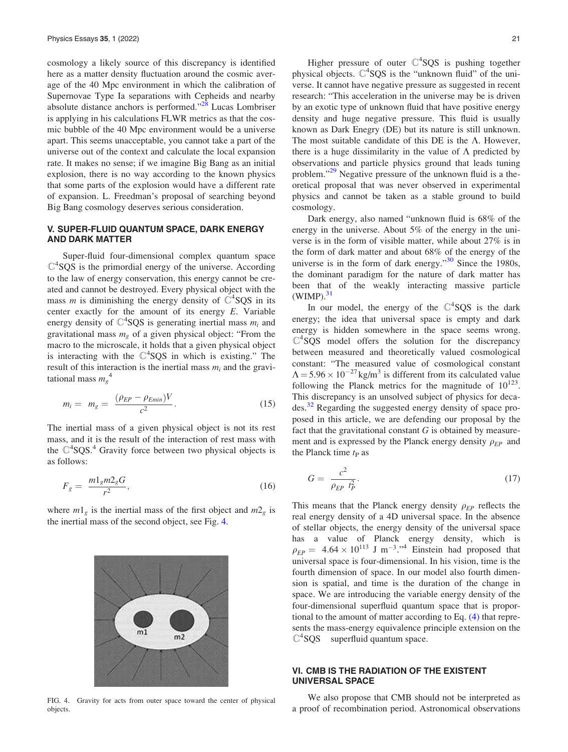cosmology a likely source of this discrepancy is identified here as a matter density fluctuation around the cosmic average of the 40 Mpc environment in which the calibration of Supernovae Type Ia separations with Cepheids and nearby absolute distance anchors is performed."[28] Lucas Lombriser is applying in his calculations FLWR metrics as that the cosmic bubble of the 40 Mpc environment would be a universe apart. This seems unacceptable, you cannot take a part of the universe out of the context and calculate the local expansion rate. It makes no sense; if we imagine Big Bang as an initial explosion, there is no way according to the known physics that some parts of the explosion would have a different rate of expansion. L. Freedman's proposal of searching beyond Big Bang cosmology deserves serious consideration.

## V. SUPER-FLUID QUANTUM SPACE, DARK ENERGY AND DARK MATTER

Super-fluid four-dimensional complex quantum space $\mathbb{C}^4$SQS is the primordial energy of the universe. According to the law of energy conservation, this energy cannot be created and cannot be destroyed. Every physical object with the mass $m$ is diminishing the energy density of $\mathbb{C}^4$SQS in its center exactly for the amount of its energy $E$. Variable energy density of $\mathbb{C}^4$SQS is generating inertial mass $m_i$ and gravitational mass $m_g$ of a given physical object: "From the macro to the microscale, it holds that a given physical object is interacting with the $\mathbb{C}^4$SQS in which is existing." The result of this interaction is the inertial mass $m_i$ and the gravitational mass $m_g$[4]

$$m_i = m_g = \frac{(\rho_{EP} - \rho_{Emin})V}{c^2}. \tag{15}$$

The inertial mass of a given physical object is not its rest mass, and it is the result of the interaction of rest mass with the $\mathbb{C}^4$SQS.[4] Gravity force between two physical objects is as follows:

$$F_g = \frac{m1_g m2_g G}{r^2}, \tag{16}$$

where $m1_g$ is the inertial mass of the first object and $m2_g$ is the inertial mass of the second object, see Fig. 4.

FIG. 4. Gravity for acts from outer space toward the center of physical objects.

Higher pressure of outer $\mathbb{C}^4$SQS is pushing together physical objects. $\mathbb{C}^4$SQS is the "unknown fluid" of the universe. It cannot have negative pressure as suggested in recent research: "This acceleration in the universe may be is driven by an exotic type of unknown fluid that have positive energy density and huge negative pressure. This fluid is usually known as Dark Enegry (DE) but its nature is still unknown. The most suitable candidate of this DE is the $\Lambda$. However, there is a huge dissimilarity in the value of $\Lambda$ predicted by observations and particle physics ground that leads tuning problem."[29] Negative pressure of the unknown fluid is a theoretical proposal that was never observed in experimental physics and cannot be taken as a stable ground to build cosmology.

Dark energy, also named "unknown fluid is 68% of the energy in the universe. About 5% of the energy in the universe is in the form of visible matter, while about 27% is in the form of dark matter and about 68% of the energy of the universe is in the form of dark energy."[30] Since the 1980s, the dominant paradigm for the nature of dark matter has been that of the weakly interacting massive particle (WIMP).[31]

In our model, the energy of the $\mathbb{C}^4$SQS is the dark energy; the idea that universal space is empty and dark energy is hidden somewhere in the space seems wrong. $\mathbb{C}^4$SQS model offers the solution for the discrepancy between measured and theoretically valued cosmological constant: "The measured value of cosmological constant $\Lambda = 5.96 \times 10^{-27}\,\text{kg/m}^3$ is different from its calculated value following the Planck metrics for the magnitude of $10^{123}$. This discrepancy is an unsolved subject of physics for decades.[32] Regarding the suggested energy density of space proposed in this article, we are defending our proposal by the fact that the gravitational constant $G$ is obtained by measurement and is expressed by the Planck energy density $\rho_{EP}$ and the Planck time $t_P$ as

$$G = \frac{c^2}{\rho_{EP}\ t_P^2}. \tag{17}$$

This means that the Planck energy density $\rho_{EP}$ reflects the real energy density of a 4D universal space. In the absence of stellar objects, the energy density of the universal space has a value of Planck energy density, which is $\rho_{EP} = 4.64 \times 10^{113}\ \text{J m}^{-3}$."[4] Einstein had proposed that universal space is four-dimensional. In his vision, time is the fourth dimension of space. In our model also fourth dimension is spatial, and time is the duration of the change in space. We are introducing the variable energy density of the four-dimensional superfluid quantum space that is proportional to the amount of matter according to Eq. (4) that represents the mass-energy equivalence principle extension on the $\mathbb{C}^4$SQS superfluid quantum space.

## VI. CMB IS THE RADIATION OF THE EXISTENT UNIVERSAL SPACE

We also propose that CMB should not be interpreted as a proof of recombination period. Astronomical observations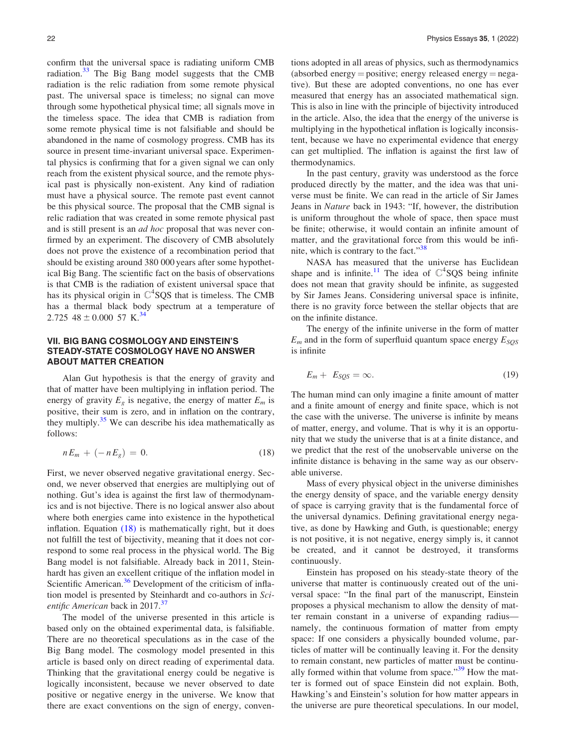confirm that the universal space is radiating uniform CMB radiation.[33] The Big Bang model suggests that the CMB radiation is the relic radiation from some remote physical past. The universal space is timeless; no signal can move through some hypothetical physical time; all signals move in the timeless space. The idea that CMB is radiation from some remote physical time is not falsifiable and should be abandoned in the name of cosmology progress. CMB has its source in present time-invariant universal space. Experimental physics is confirming that for a given signal we can only reach from the existent physical source, and the remote physical past is physically non-existent. Any kind of radiation must have a physical source. The remote past event cannot be this physical source. The proposal that the CMB signal is relic radiation that was created in some remote physical past and is still present is an *ad hoc* proposal that was never confirmed by an experiment. The discovery of CMB absolutely does not prove the existence of a recombination period that should be existing around 380 000 years after some hypothetical Big Bang. The scientific fact on the basis of observations is that CMB is the radiation of existent universal space that has its physical origin in $\mathbb{C}^4$SQS that is timeless. The CMB has a thermal black body spectrum at a temperature of $2.725\ 48 \pm 0.000\ 57$ K.[34]

## VII. BIG BANG COSMOLOGY AND EINSTEIN'S STEADY-STATE COSMOLOGY HAVE NO ANSWER ABOUT MATTER CREATION

Alan Gut hypothesis is that the energy of gravity and that of matter have been multiplying in inflation period. The energy of gravity $E_g$ is negative, the energy of matter $E_m$ is positive, their sum is zero, and in inflation on the contrary, they multiply.[35] We can describe his idea mathematically as follows:

$$n E_m + (-n E_g) = 0. \tag{18}$$

First, we never observed negative gravitational energy. Second, we never observed that energies are multiplying out of nothing. Gut's idea is against the first law of thermodynamics and is not bijective. There is no logical answer also about where both energies came into existence in the hypothetical inflation. Equation (18) is mathematically right, but it does not fulfill the test of bijectivity, meaning that it does not correspond to some real process in the physical world. The Big Bang model is not falsifiable. Already back in 2011, Steinhardt has given an excellent critique of the inflation model in Scientific American.[36] Development of the criticism of inflation model is presented by Steinhardt and co-authors in *Scientific American* back in 2017.[37]

The model of the universe presented in this article is based only on the obtained experimental data, is falsifiable. There are no theoretical speculations as in the case of the Big Bang model. The cosmology model presented in this article is based only on direct reading of experimental data. Thinking that the gravitational energy could be negative is logically inconsistent, because we never observed to date positive or negative energy in the universe. We know that there are exact conventions on the sign of energy, conventions adopted in all areas of physics, such as thermodynamics (absorbed energy = positive; energy released energy = negative). But these are adopted conventions, no one has ever measured that energy has an associated mathematical sign. This is also in line with the principle of bijectivity introduced in the article. Also, the idea that the energy of the universe is multiplying in the hypothetical inflation is logically inconsistent, because we have no experimental evidence that energy can get multiplied. The inflation is against the first law of thermodynamics.

In the past century, gravity was understood as the force produced directly by the matter, and the idea was that universe must be finite. We can read in the article of Sir James Jeans in *Nature* back in 1943: "If, however, the distribution is uniform throughout the whole of space, then space must be finite; otherwise, it would contain an infinite amount of matter, and the gravitational force from this would be infinite, which is contrary to the fact."[38]

NASA has measured that the universe has Euclidean shape and is infinite.[11] The idea of $\mathbb{C}^4$SQS being infinite does not mean that gravity should be infinite, as suggested by Sir James Jeans. Considering universal space is infinite, there is no gravity force between the stellar objects that are on the infinite distance.

The energy of the infinite universe in the form of matter $E_m$ and in the form of superfluid quantum space energy $E_{SQS}$ is infinite

$$E_m + E_{SQS} = \infty. \tag{19}$$

The human mind can only imagine a finite amount of matter and a finite amount of energy and finite space, which is not the case with the universe. The universe is infinite by means of matter, energy, and volume. That is why it is an opportunity that we study the universe that is at a finite distance, and we predict that the rest of the unobservable universe on the infinite distance is behaving in the same way as our observable universe.

Mass of every physical object in the universe diminishes the energy density of space, and the variable energy density of space is carrying gravity that is the fundamental force of the universal dynamics. Defining gravitational energy negative, as done by Hawking and Guth, is questionable; energy is not positive, it is not negative, energy simply is, it cannot be created, and it cannot be destroyed, it transforms continuously.

Einstein has proposed on his steady-state theory of the universe that matter is continuously created out of the universal space: "In the final part of the manuscript, Einstein proposes a physical mechanism to allow the density of matter remain constant in a universe of expanding radius—namely, the continuous formation of matter from empty space: If one considers a physically bounded volume, particles of matter will be continually leaving it. For the density to remain constant, new particles of matter must be continually formed within that volume from space."[39] How the matter is formed out of space Einstein did not explain. Both, Hawking's and Einstein's solution for how matter appears in the universe are pure theoretical speculations. In our model,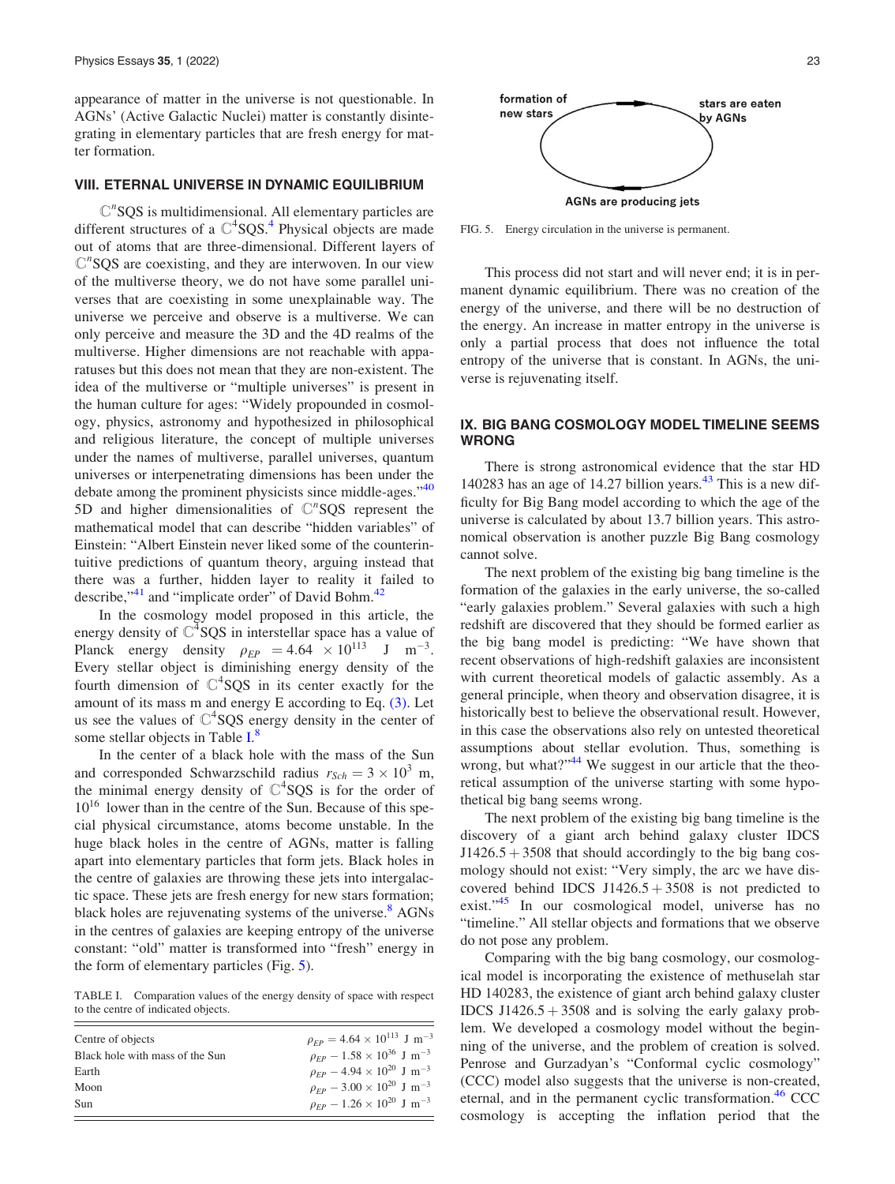appearance of matter in the universe is not questionable. In AGNs' (Active Galactic Nuclei) matter is constantly disintegrating in elementary particles that are fresh energy for matter formation.

## VIII. ETERNAL UNIVERSE IN DYNAMIC EQUILIBRIUM

$\mathbb{C}^n$SQS is multidimensional. All elementary particles are different structures of a $\mathbb{C}^4$SQS.[4] Physical objects are made out of atoms that are three-dimensional. Different layers of $\mathbb{C}^n$SQS are coexisting, and they are interwoven. In our view of the multiverse theory, we do not have some parallel universes that are coexisting in some unexplainable way. The universe we perceive and observe is a multiverse. We can only perceive and measure the 3D and the 4D realms of the multiverse. Higher dimensions are not reachable with apparatuses but this does not mean that they are non-existent. The idea of the multiverse or "multiple universes" is present in the human culture for ages: "Widely propounded in cosmology, physics, astronomy and hypothesized in philosophical and religious literature, the concept of multiple universes under the names of multiverse, parallel universes, quantum universes or interpenetrating dimensions has been under the debate among the prominent physicists since middle-ages."[40] 5D and higher dimensionalities of $\mathbb{C}^n$SQS represent the mathematical model that can describe "hidden variables" of Einstein: "Albert Einstein never liked some of the counterintuitive predictions of quantum theory, arguing instead that there was a further, hidden layer to reality it failed to describe,"[41] and "implicate order" of David Bohm.[42]

In the cosmology model proposed in this article, the energy density of $\mathbb{C}^4$SQS in interstellar space has a value of Planck energy density $\rho_{EP} = 4.64 \times 10^{113}$ J m$^{-3}$. Every stellar object is diminishing energy density of the fourth dimension of $\mathbb{C}^4$SQS in its center exactly for the amount of its mass m and energy E according to Eq. (3). Let us see the values of $\mathbb{C}^4$SQS energy density in the center of some stellar objects in Table I.[8]

In the center of a black hole with the mass of the Sun and corresponded Schwarzschild radius $r_{Sch} = 3 \times 10^3$ m, the minimal energy density of $\mathbb{C}^4$SQS is for the order of $10^{16}$ lower than in the centre of the Sun. Because of this special physical circumstance, atoms become unstable. In the huge black holes in the centre of AGNs, matter is falling apart into elementary particles that form jets. Black holes in the centre of galaxies are throwing these jets into intergalactic space. These jets are fresh energy for new stars formation; black holes are rejuvenating systems of the universe.[8] AGNs in the centres of galaxies are keeping entropy of the universe constant: "old" matter is transformed into "fresh" energy in the form of elementary particles (Fig. 5).

TABLE I. Comparation values of the energy density of space with respect to the centre of indicated objects.

| Centre of objects | $\rho_{EP} = 4.64 \times 10^{113}$ J m$^{-3}$ |
|---|---|
| Black hole with mass of the Sun | $\rho_{EP} - 1.58 \times 10^{36}$ J m$^{-3}$ |
| Earth | $\rho_{EP} - 4.94 \times 10^{20}$ J m$^{-3}$ |
| Moon | $\rho_{EP} - 3.00 \times 10^{20}$ J m$^{-3}$ |
| Sun | $\rho_{EP} - 1.26 \times 10^{20}$ J m$^{-3}$ |

formation of new stars → stars are eaten by AGNs → AGNs are producing jets

FIG. 5. Energy circulation in the universe is permanent.

This process did not start and will never end; it is in permanent dynamic equilibrium. There was no creation of the energy of the universe, and there will be no destruction of the energy. An increase in matter entropy in the universe is only a partial process that does not influence the total entropy of the universe that is constant. In AGNs, the universe is rejuvenating itself.

## IX. BIG BANG COSMOLOGY MODEL TIMELINE SEEMS WRONG

There is strong astronomical evidence that the star HD 140283 has an age of 14.27 billion years.[43] This is a new difficulty for Big Bang model according to which the age of the universe is calculated by about 13.7 billion years. This astronomical observation is another puzzle Big Bang cosmology cannot solve.

The next problem of the existing big bang timeline is the formation of the galaxies in the early universe, the so-called "early galaxies problem." Several galaxies with such a high redshift are discovered that they should be formed earlier as the big bang model is predicting: "We have shown that recent observations of high-redshift galaxies are inconsistent with current theoretical models of galactic assembly. As a general principle, when theory and observation disagree, it is historically best to believe the observational result. However, in this case the observations also rely on untested theoretical assumptions about stellar evolution. Thus, something is wrong, but what?"[44] We suggest in our article that the theoretical assumption of the universe starting with some hypothetical big bang seems wrong.

The next problem of the existing big bang timeline is the discovery of a giant arch behind galaxy cluster IDCS J1426.5 + 3508 that should accordingly to the big bang cosmology should not exist: "Very simply, the arc we have discovered behind IDCS J1426.5 + 3508 is not predicted to exist."[45] In our cosmological model, universe has no "timeline." All stellar objects and formations that we observe do not pose any problem.

Comparing with the big bang cosmology, our cosmological model is incorporating the existence of methuselah star HD 140283, the existence of giant arch behind galaxy cluster IDCS J1426.5 + 3508 and is solving the early galaxy problem. We developed a cosmology model without the beginning of the universe, and the problem of creation is solved. Penrose and Gurzadyan's "Conformal cyclic cosmology" (CCC) model also suggests that the universe is non-created, eternal, and in the permanent cyclic transformation.[46] CCC cosmology is accepting the inflation period that the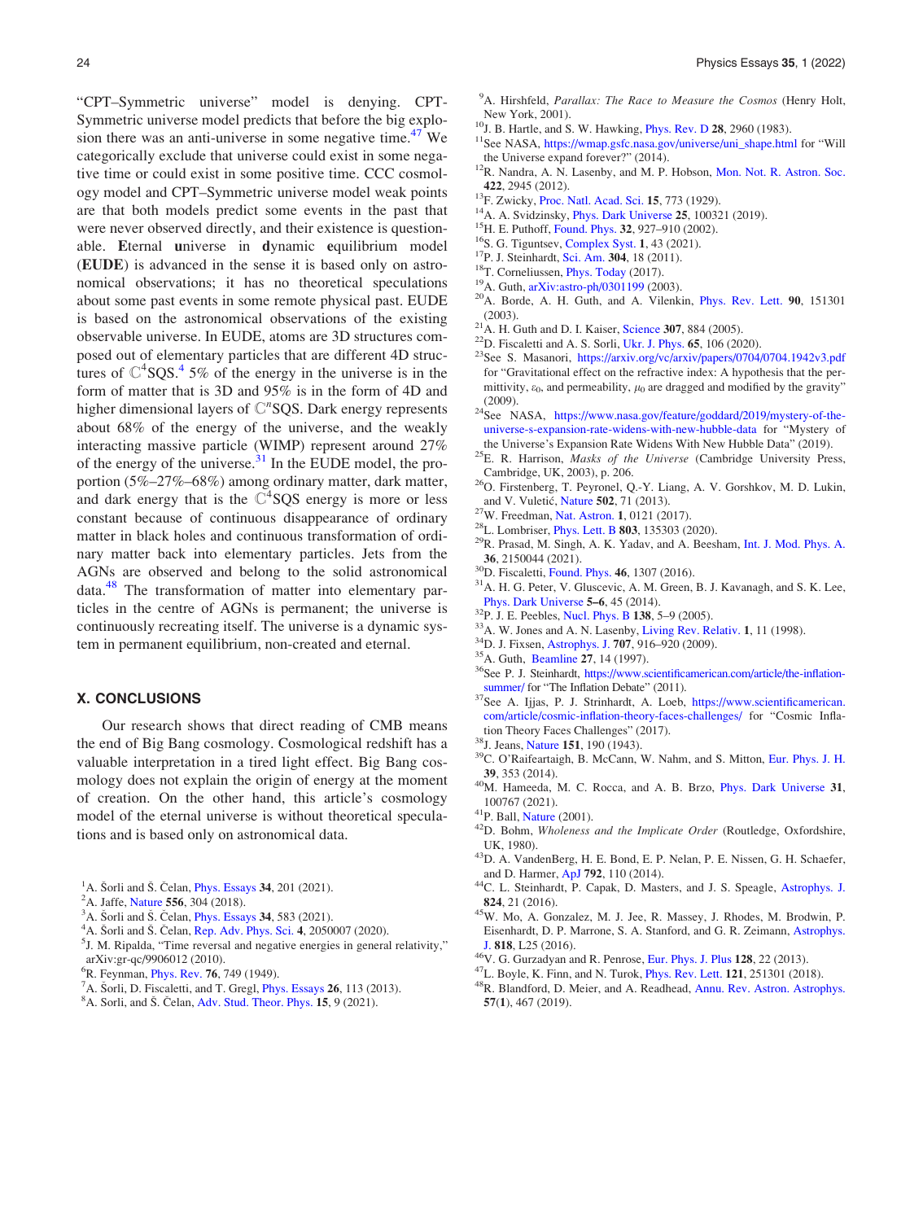"CPT–Symmetric universe" model is denying. CPT-Symmetric universe model predicts that before the big explosion there was an anti-universe in some negative time.[47] We categorically exclude that universe could exist in some negative time or could exist in some positive time. CCC cosmology model and CPT–Symmetric universe model weak points are that both models predict some events in the past that were never observed directly, and their existence is questionable. **E**ternal **u**niverse in **d**ynamic **e**quilibrium model (**EUDE**) is advanced in the sense it is based only on astronomical observations; it has no theoretical speculations about some past events in some remote physical past. EUDE is based on the astronomical observations of the existing observable universe. In EUDE, atoms are 3D structures composed out of elementary particles that are different 4D structures of $\mathbb{C}^4$SQS.[4] 5% of the energy in the universe is in the form of matter that is 3D and 95% is in the form of 4D and higher dimensional layers of $\mathbb{C}^n$SQS. Dark energy represents about 68% of the energy of the universe, and the weakly interacting massive particle (WIMP) represent around 27% of the energy of the universe.[31] In the EUDE model, the proportion (5%–27%–68%) among ordinary matter, dark matter, and dark energy that is the $\mathbb{C}^4$SQS energy is more or less constant because of continuous disappearance of ordinary matter in black holes and continuous transformation of ordinary matter back into elementary particles. Jets from the AGNs are observed and belong to the solid astronomical data.[48] The transformation of matter into elementary particles in the centre of AGNs is permanent; the universe is continuously recreating itself. The universe is a dynamic system in permanent equilibrium, non-created and eternal.

## X. CONCLUSIONS

Our research shows that direct reading of CMB means the end of Big Bang cosmology. Cosmological redshift has a valuable interpretation in a tired light effect. Big Bang cosmology does not explain the origin of energy at the moment of creation. On the other hand, this article's cosmology model of the eternal universe is without theoretical speculations and is based only on astronomical data.

[1] A. Šorli and Š. Čelan, Phys. Essays **34**, 201 (2021).
[2] A. Jaffe, Nature **556**, 304 (2018).
[3] A. Šorli and Š. Čelan, Phys. Essays **34**, 583 (2021).
[4] A. Šorli and Š. Čelan, Rep. Adv. Phys. Sci. **4**, 2050007 (2020).
[5] J. M. Ripalda, "Time reversal and negative energies in general relativity," arXiv:gr-qc/9906012 (2010).
[6] R. Feynman, Phys. Rev. **76**, 749 (1949).
[7] A. Šorli, D. Fiscaletti, and T. Gregl, Phys. Essays **26**, 113 (2013).
[8] A. Sorli, and Š. Čelan, Adv. Stud. Theor. Phys. **15**, 9 (2021).
[9] A. Hirshfeld, *Parallax: The Race to Measure the Cosmos* (Henry Holt, New York, 2001).
[10] J. B. Hartle, and S. W. Hawking, Phys. Rev. D **28**, 2960 (1983).
[11] See NASA, https://wmap.gsfc.nasa.gov/universe/uni_shape.html for "Will the Universe expand forever?" (2014).
[12] R. Nandra, A. N. Lasenby, and M. P. Hobson, Mon. Not. R. Astron. Soc. **422**, 2945 (2012).
[13] F. Zwicky, Proc. Natl. Acad. Sci. **15**, 773 (1929).
[14] A. A. Svidzinsky, Phys. Dark Universe **25**, 100321 (2019).
[15] H. E. Puthoff, Found. Phys. **32**, 927–910 (2002).
[16] S. G. Tiguntsev, Complex Syst. **1**, 43 (2021).
[17] P. J. Steinhardt, Sci. Am. **304**, 18 (2011).
[18] T. Corneliussen, Phys. Today (2017).
[19] A. Guth, arXiv:astro-ph/0301199 (2003).
[20] A. Borde, A. H. Guth, and A. Vilenkin, Phys. Rev. Lett. **90**, 151301 (2003).
[21] A. H. Guth and D. I. Kaiser, Science **307**, 884 (2005).
[22] D. Fiscaletti and A. S. Sorli, Ukr. J. Phys. **65**, 106 (2020).
[23] See S. Masanori, https://arxiv.org/vc/arxiv/papers/0704/0704.1942v3.pdf for "Gravitational effect on the refractive index: A hypothesis that the permittivity, $\varepsilon_0$, and permeability, $\mu_0$ are dragged and modified by the gravity" (2009).
[24] See NASA, https://www.nasa.gov/feature/goddard/2019/mystery-of-the-universe-s-expansion-rate-widens-with-new-hubble-data for "Mystery of the Universe's Expansion Rate Widens With New Hubble Data" (2019).
[25] E. R. Harrison, *Masks of the Universe* (Cambridge University Press, Cambridge, UK, 2003), p. 206.
[26] O. Firstenberg, T. Peyronel, Q.-Y. Liang, A. V. Gorshkov, M. D. Lukin, and V. Vuletić, Nature **502**, 71 (2013).
[27] W. Freedman, Nat. Astron. **1**, 0121 (2017).
[28] L. Lombriser, Phys. Lett. B **803**, 135303 (2020).
[29] R. Prasad, M. Singh, A. K. Yadav, and A. Beesham, Int. J. Mod. Phys. A. **36**, 2150044 (2021).
[30] D. Fiscaletti, Found. Phys. **46**, 1307 (2016).
[31] A. H. G. Peter, V. Gluscevic, A. M. Green, B. J. Kavanagh, and S. K. Lee, Phys. Dark Universe **5–6**, 45 (2014).
[32] P. J. E. Peebles, Nucl. Phys. B **138**, 5–9 (2005).
[33] A. W. Jones and A. N. Lasenby, Living Rev. Relativ. **1**, 11 (1998).
[34] D. J. Fixsen, Astrophys. J. **707**, 916–920 (2009).
[35] A. Guth, Beamline **27**, 14 (1997).
[36] See P. J. Steinhardt, https://www.scientificamerican.com/article/the-inflation-summer/ for "The Inflation Debate" (2011).
[37] See A. Ijjas, P. J. Strinhardt, A. Loeb, https://www.scientificamerican.com/article/cosmic-inflation-theory-faces-challenges/ for "Cosmic Inflation Theory Faces Challenges" (2017).
[38] J. Jeans, Nature **151**, 190 (1943).
[39] C. O'Raifeartaigh, B. McCann, W. Nahm, and S. Mitton, Eur. Phys. J. H. **39**, 353 (2014).
[40] M. Hameeda, M. C. Rocca, and A. B. Brzo, Phys. Dark Universe **31**, 100767 (2021).
[41] P. Ball, Nature (2001).
[42] D. Bohm, *Wholeness and the Implicate Order* (Routledge, Oxfordshire, UK, 1980).
[43] D. A. VandenBerg, H. E. Bond, E. P. Nelan, P. E. Nissen, G. H. Schaefer, and D. Harmer, ApJ **792**, 110 (2014).
[44] C. L. Steinhardt, P. Capak, D. Masters, and J. S. Speagle, Astrophys. J. **824**, 21 (2016).
[45] W. Mo, A. Gonzalez, M. J. Jee, R. Massey, J. Rhodes, M. Brodwin, P. Eisenhardt, D. P. Marrone, S. A. Stanford, and G. R. Zeimann, Astrophys. J. **818**, L25 (2016).
[46] V. G. Gurzadyan and R. Penrose, Eur. Phys. J. Plus **128**, 22 (2013).
[47] L. Boyle, K. Finn, and N. Turok, Phys. Rev. Lett. **121**, 251301 (2018).
[48] R. Blandford, D. Meier, and A. Readhead, Annu. Rev. Astron. Astrophys. **57**(**1**), 467 (2019).